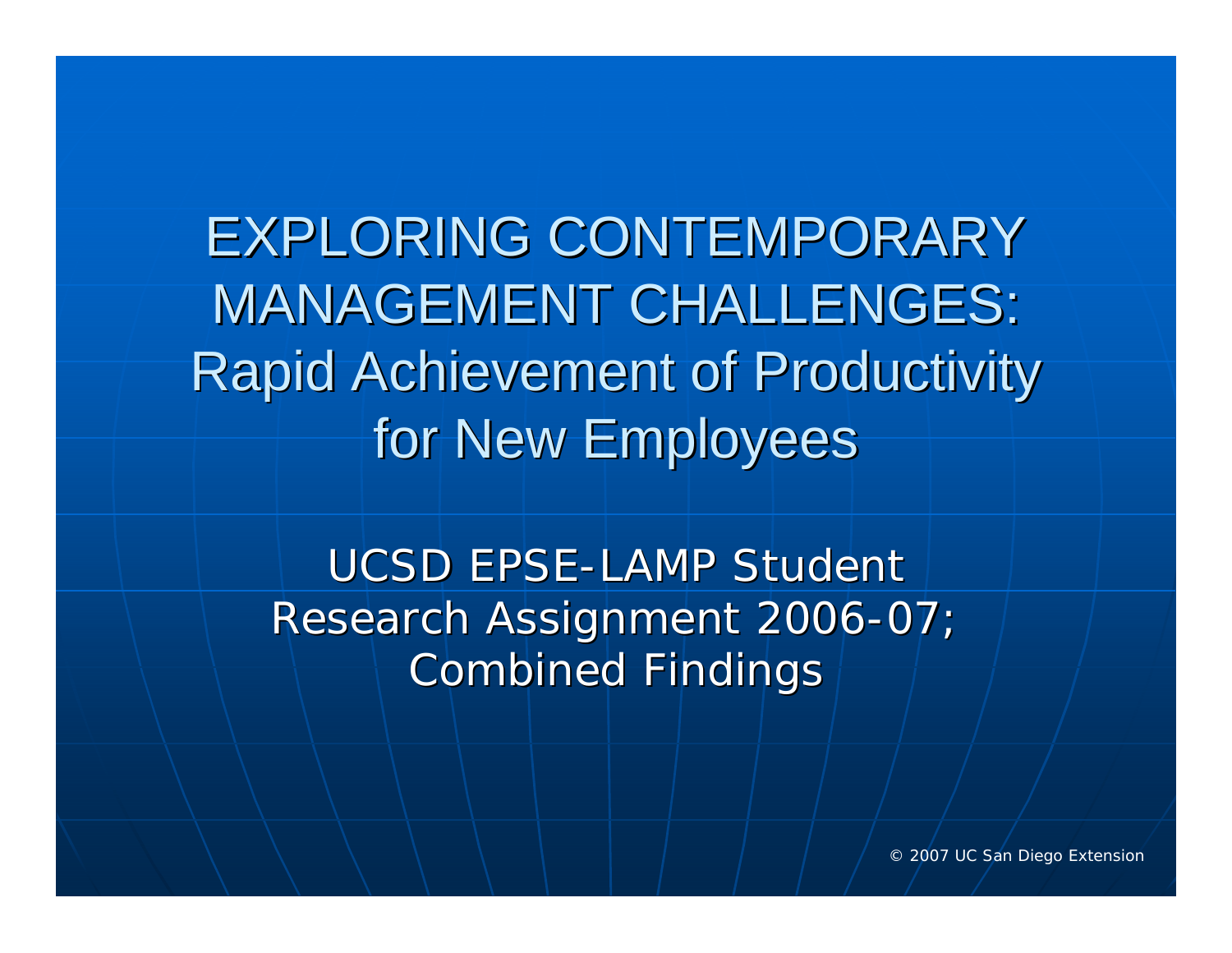# EXPLORING CONTEMPORARY MANAGEMENT CHALLENGES: Rapid Achievement of Productivity for New Employees

UCSD EPSE-LAMP Student Research Assignment 2006-07; Combined Findings

© 2007 UC San Diego Extension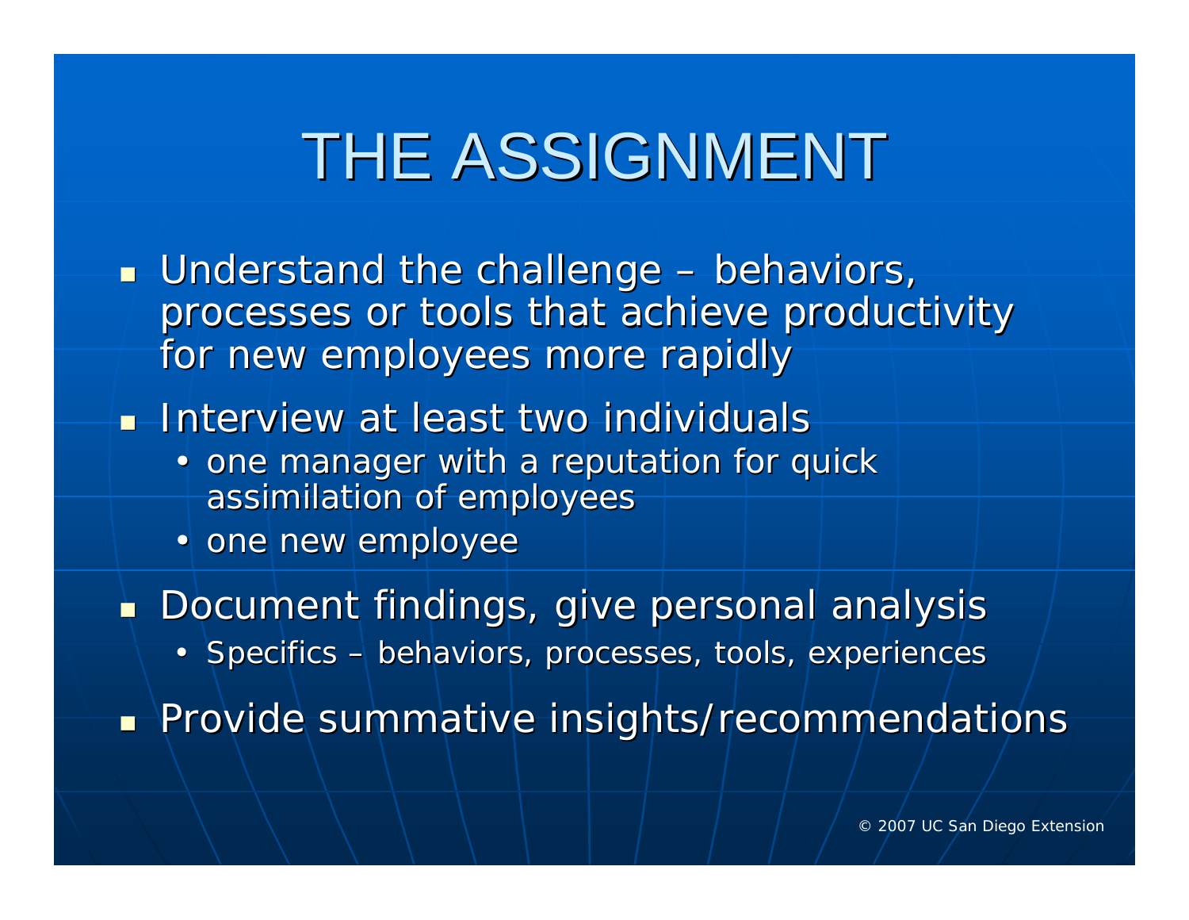# THE ASSIGNMENT

- Understand the challenge – behaviors, processes or tools that achieve productivity for new employees more rapidly
- Interview at least two individuals
  - one manager with a reputation for quick assimilation of employees
  - one new employee
- Document findings, give personal analysis
  - Specifics – behaviors, processes, tools, experiences
- Provide summative insights/recommendations

© 2007 UC San Diego Extension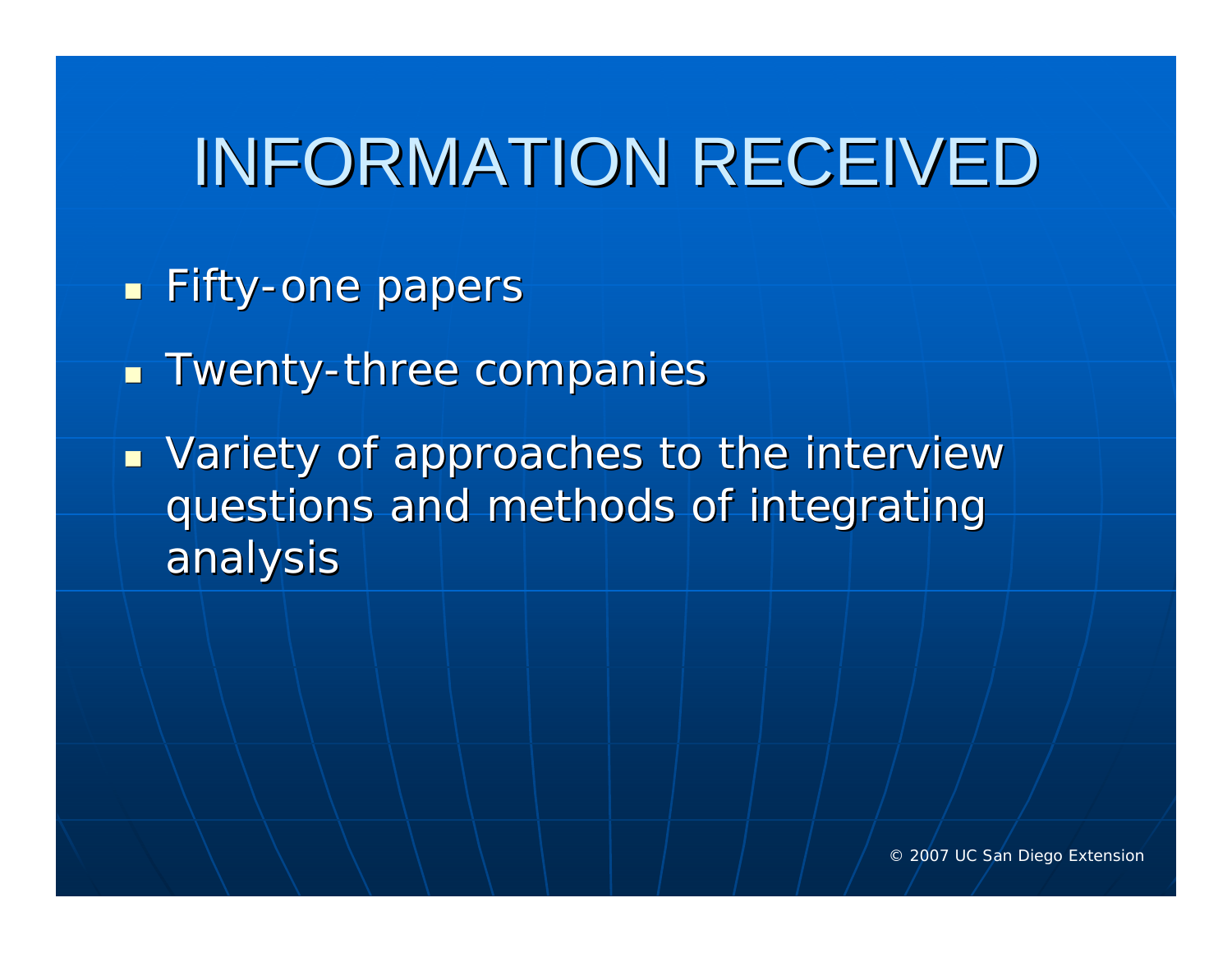# INFORMATION RECEIVED

- Fifty-one papers
- Twenty-three companies
- Variety of approaches to the interview questions and methods of integrating analysis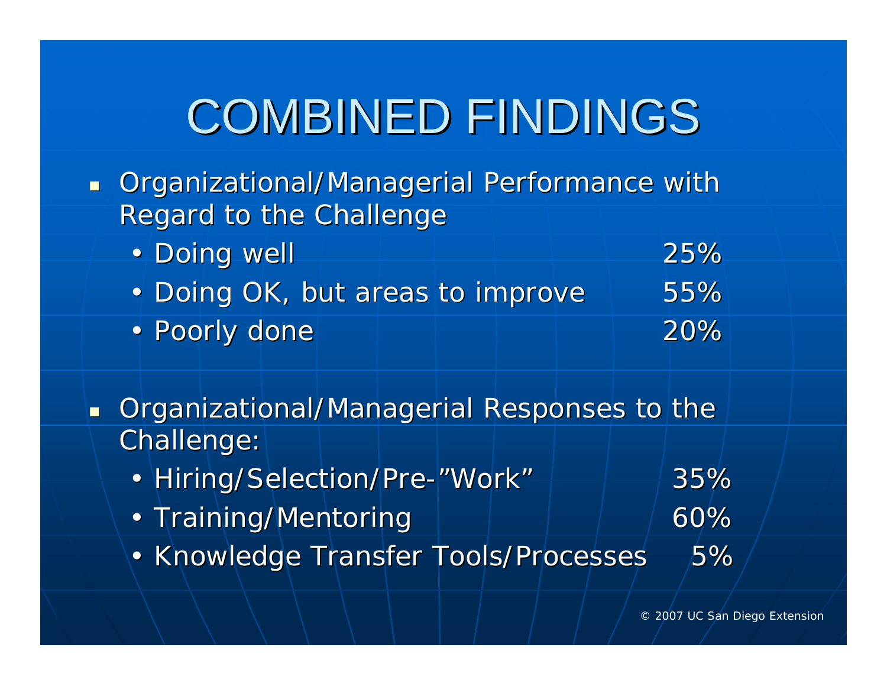# COMBINED FINDINGS

- Organizational/Managerial Performance with Regard to the Challenge
  - Doing well 25%
  - Doing OK, but areas to improve 55%
  - Poorly done 20%

- Organizational/Managerial Responses to the Challenge:
  - Hiring/Selection/Pre-"Work" 35%
  - Training/Mentoring 60%
  - Knowledge Transfer Tools/Processes 5%

© 2007 UC San Diego Extension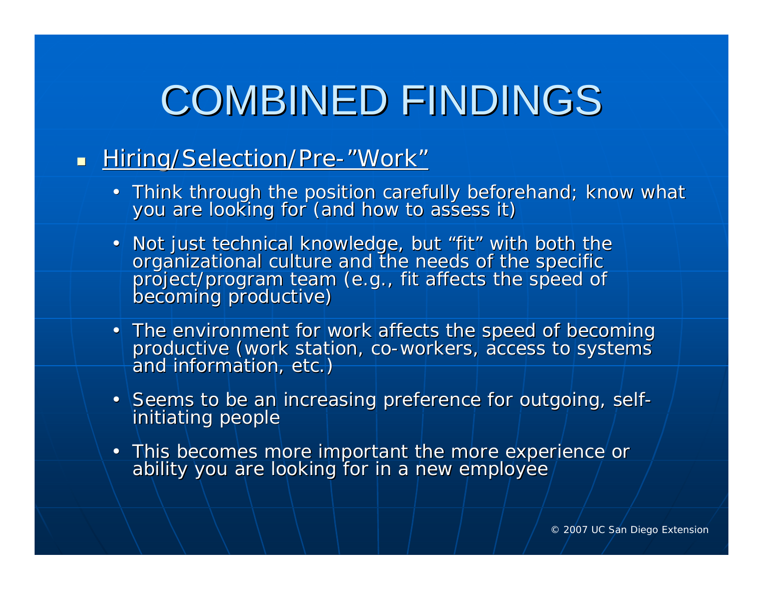# COMBINED FINDINGS

- <u>Hiring/Selection/Pre-"Work"</u>
  - Think through the position carefully beforehand; know what you are looking for (and how to assess it)
  - Not just technical knowledge, but "fit" with both the organizational culture and the needs of the specific project/program team (e.g., fit affects the speed of becoming productive)
  - The environment for work affects the speed of becoming productive (work station, co-workers, access to systems and information, etc.)
  - Seems to be an increasing preference for outgoing, self-initiating people
  - This becomes more important the more experience or ability you are looking for in a new employee

© 2007 UC San Diego Extension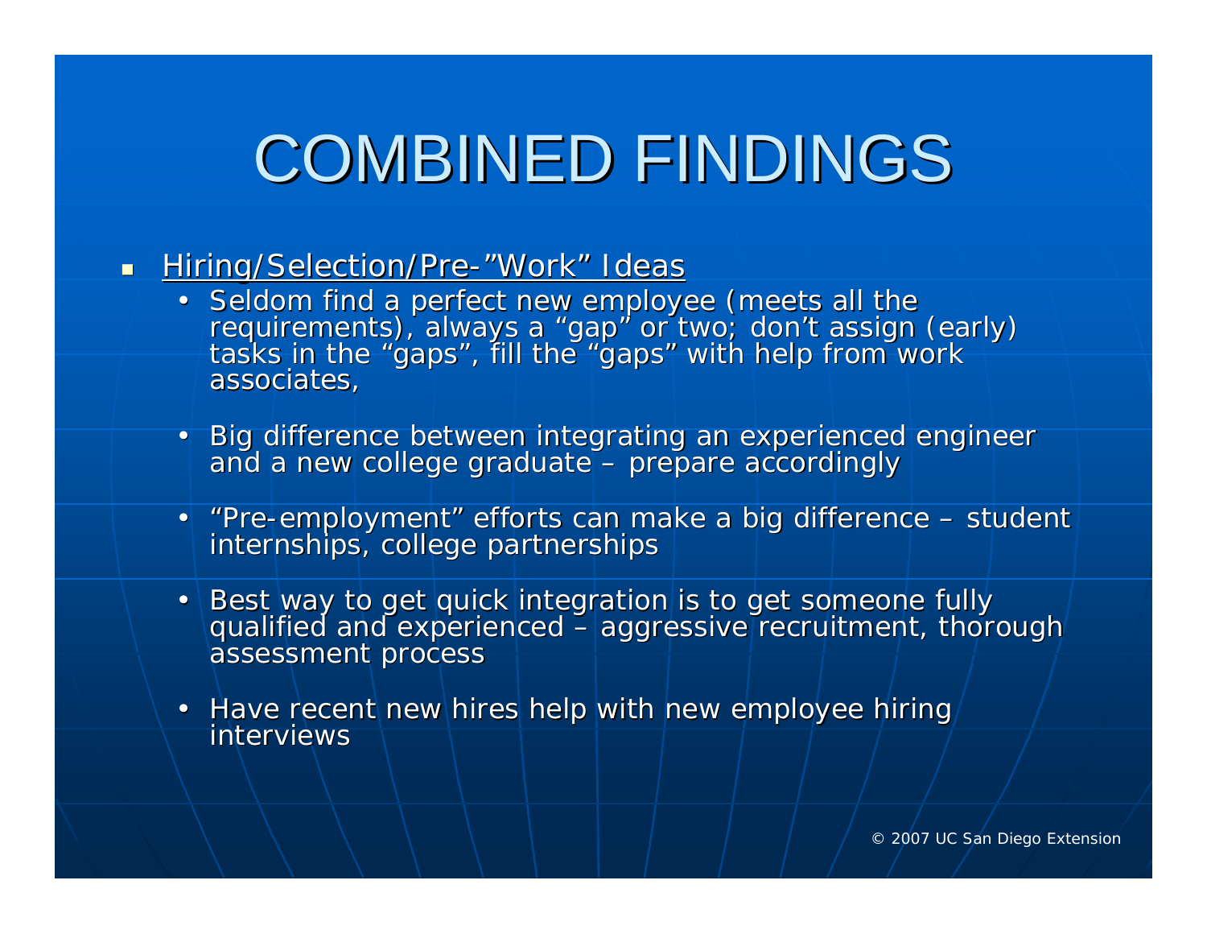# COMBINED FINDINGS

- <u>Hiring/Selection/Pre-"Work" Ideas</u>
  - Seldom find a perfect new employee (meets all the requirements), always a "gap" or two; don't assign (early) tasks in the "gaps", fill the "gaps" with help from work associates,
  - Big difference between integrating an experienced engineer and a new college graduate – prepare accordingly
  - "Pre-employment" efforts can make a big difference – student internships, college partnerships
  - Best way to get quick integration is to get someone fully qualified and experienced – aggressive recruitment, thorough assessment process
  - Have recent new hires help with new employee hiring interviews

© 2007 UC San Diego Extension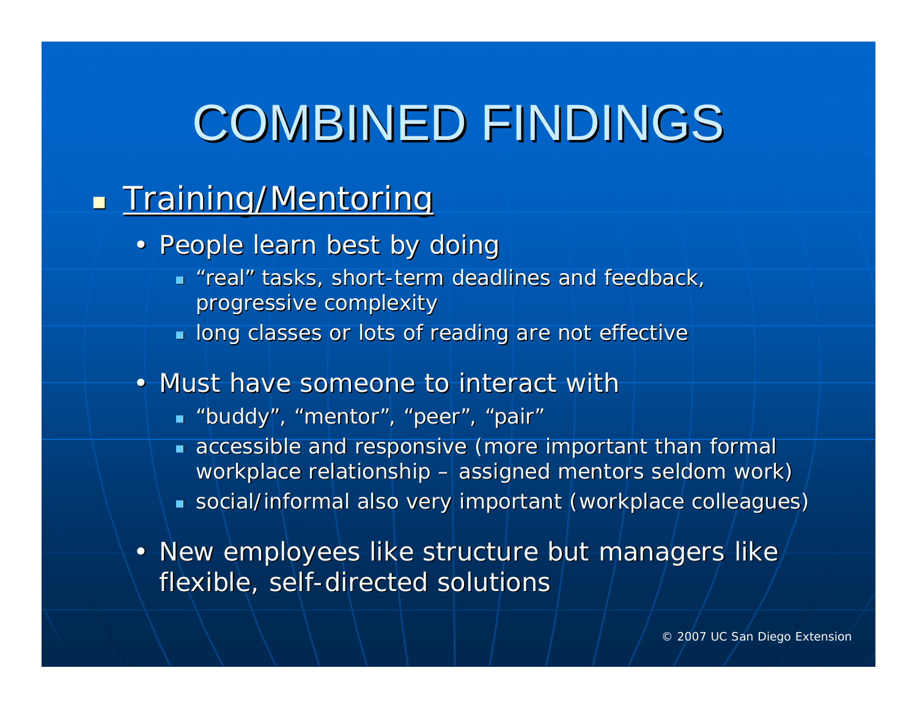# COMBINED FINDINGS

- Training/Mentoring
  - People learn best by doing
    - "real" tasks, short-term deadlines and feedback, progressive complexity
    - long classes or lots of reading are not effective
  - Must have someone to interact with
    - "buddy", "mentor", "peer", "pair"
    - accessible and responsive (more important than formal workplace relationship – assigned mentors seldom work)
    - social/informal also very important (workplace colleagues)
  - New employees like structure but managers like flexible, self-directed solutions

© 2007 UC San Diego Extension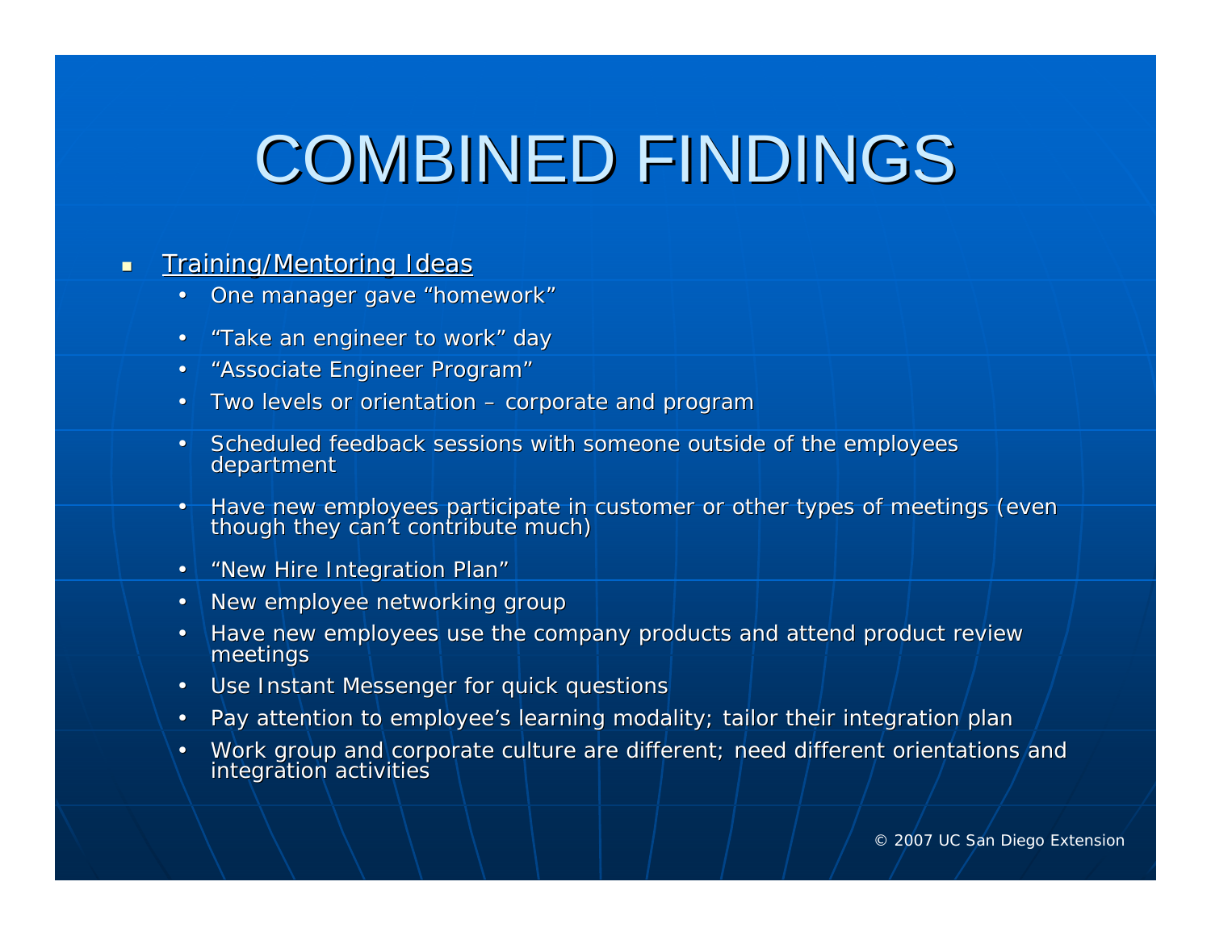# COMBINED FINDINGS

- <u>Training/Mentoring Ideas</u>
  - One manager gave “homework”
  - “Take an engineer to work” day
  - “Associate Engineer Program”
  - Two levels or orientation – corporate and program
  - Scheduled feedback sessions with someone outside of the employees department
  - Have new employees participate in customer or other types of meetings (even though they can’t contribute much)
  - “New Hire Integration Plan”
  - New employee networking group
  - Have new employees use the company products and attend product review meetings
  - Use Instant Messenger for quick questions
  - Pay attention to employee’s learning modality; tailor their integration plan
  - Work group and corporate culture are different; need different orientations and integration activities

© 2007 UC San Diego Extension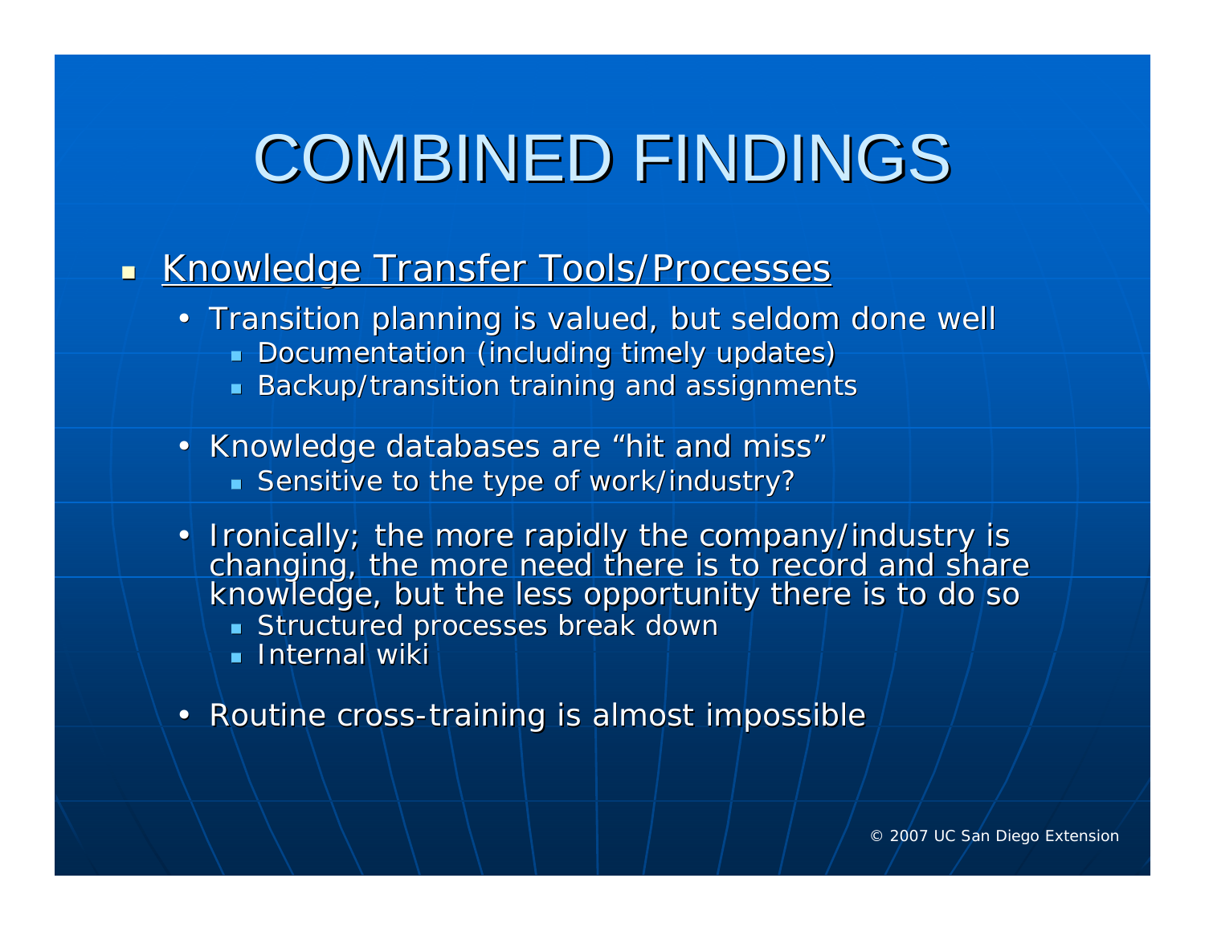# COMBINED FINDINGS

- Knowledge Transfer Tools/Processes
  - Transition planning is valued, but seldom done well
    - Documentation (including timely updates)
    - Backup/transition training and assignments
  - Knowledge databases are "hit and miss"
    - Sensitive to the type of work/industry?
  - Ironically; the more rapidly the company/industry is changing, the more need there is to record and share knowledge, but the less opportunity there is to do so
    - Structured processes break down
    - Internal wiki
  - Routine cross-training is almost impossible

© 2007 UC San Diego Extension